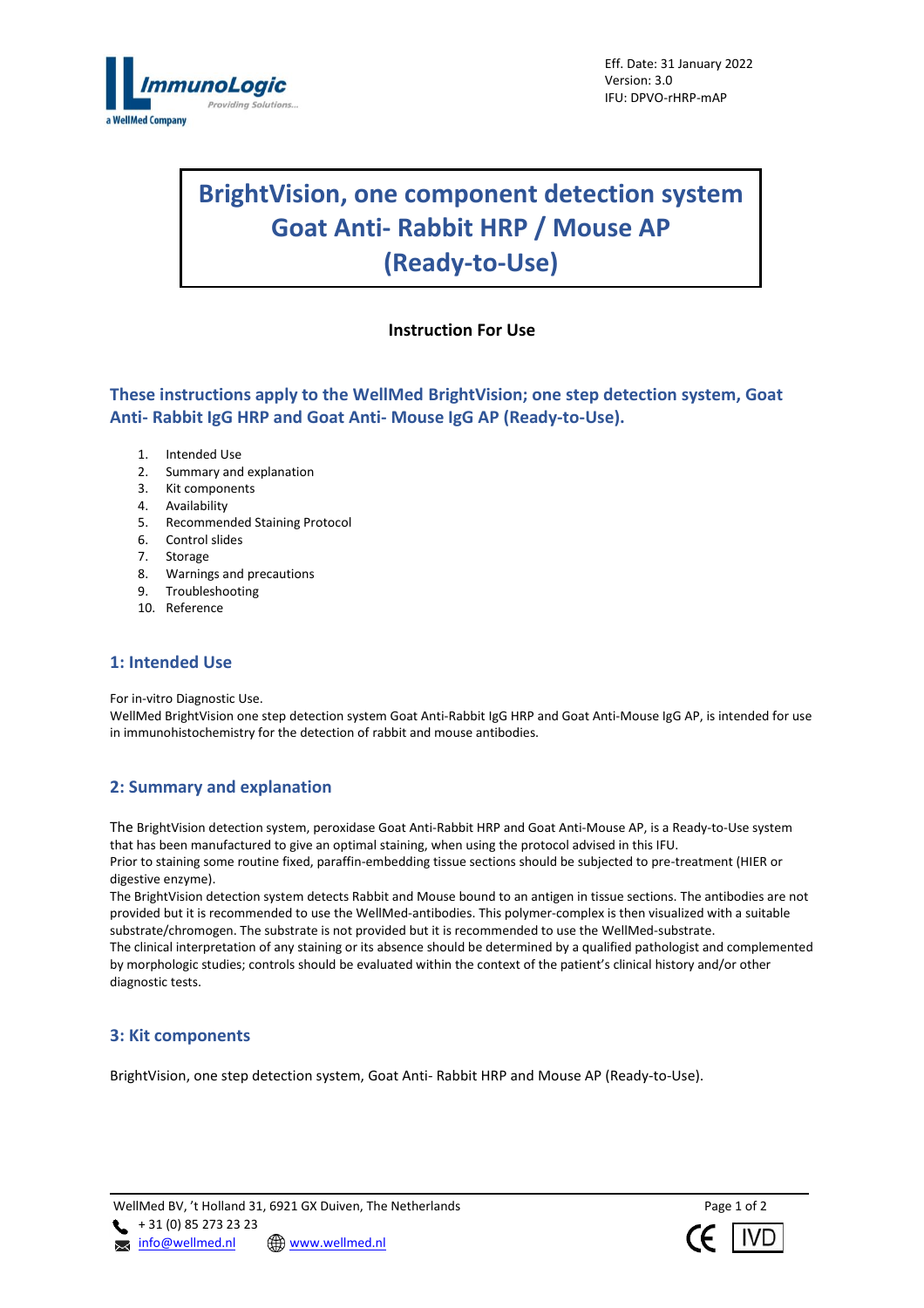Eff. Date: 31 January 2022
Version: 3.0
IFU: DPVO-rHRP-mAP

# BrightVision, one component detection system Goat Anti- Rabbit HRP / Mouse AP (Ready-to-Use)

**Instruction For Use**

## These instructions apply to the WellMed BrightVision; one step detection system, Goat Anti- Rabbit IgG HRP and Goat Anti- Mouse IgG AP (Ready-to-Use).

1. Intended Use
2. Summary and explanation
3. Kit components
4. Availability
5. Recommended Staining Protocol
6. Control slides
7. Storage
8. Warnings and precautions
9. Troubleshooting
10. Reference

## 1: Intended Use

For in-vitro Diagnostic Use.
WellMed BrightVision one step detection system Goat Anti-Rabbit IgG HRP and Goat Anti-Mouse IgG AP, is intended for use in immunohistochemistry for the detection of rabbit and mouse antibodies.

## 2: Summary and explanation

The BrightVision detection system, peroxidase Goat Anti-Rabbit HRP and Goat Anti-Mouse AP, is a Ready-to-Use system that has been manufactured to give an optimal staining, when using the protocol advised in this IFU.
Prior to staining some routine fixed, paraffin-embedding tissue sections should be subjected to pre-treatment (HIER or digestive enzyme).
The BrightVision detection system detects Rabbit and Mouse bound to an antigen in tissue sections. The antibodies are not provided but it is recommended to use the WellMed-antibodies. This polymer-complex is then visualized with a suitable substrate/chromogen. The substrate is not provided but it is recommended to use the WellMed-substrate.
The clinical interpretation of any staining or its absence should be determined by a qualified pathologist and complemented by morphologic studies; controls should be evaluated within the context of the patient's clinical history and/or other diagnostic tests.

## 3: Kit components

BrightVision, one step detection system, Goat Anti- Rabbit HRP and Mouse AP (Ready-to-Use).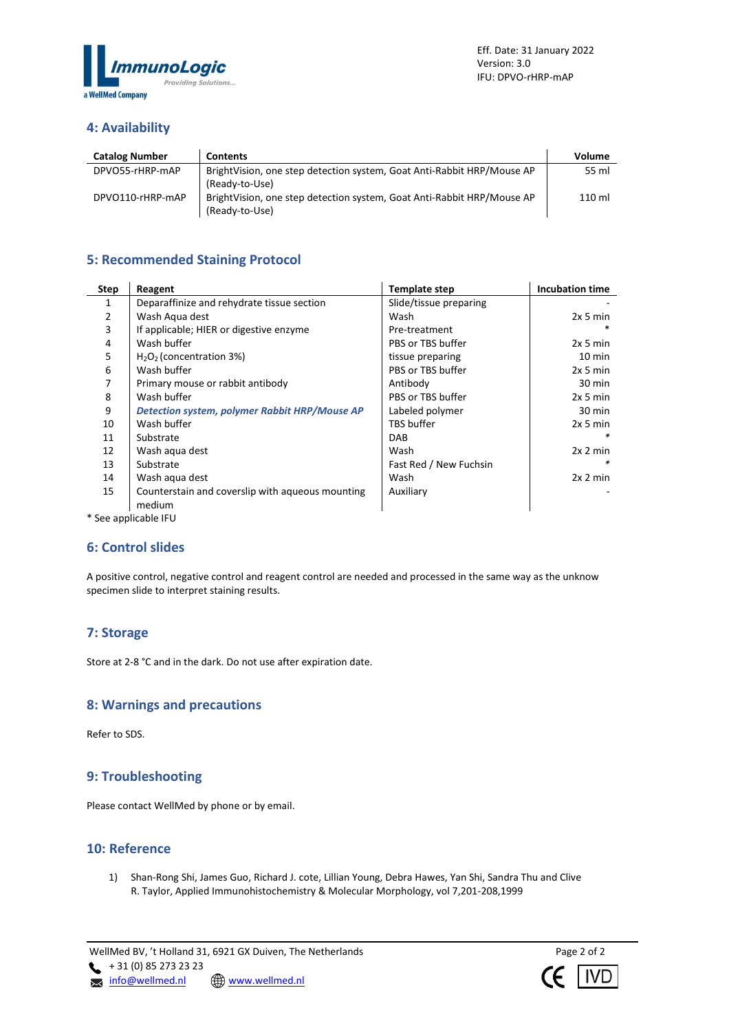## 4: Availability

| Catalog Number | Contents | Volume |
|---|---|---|
| DPVO55-rHRP-mAP | BrightVision, one step detection system, Goat Anti-Rabbit HRP/Mouse AP (Ready-to-Use) | 55 ml |
| DPVO110-rHRP-mAP | BrightVision, one step detection system, Goat Anti-Rabbit HRP/Mouse AP (Ready-to-Use) | 110 ml |

## 5: Recommended Staining Protocol

| Step | Reagent | Template step | Incubation time |
|---|---|---|---|
| 1 | Deparaffinize and rehydrate tissue section | Slide/tissue preparing | - |
| 2 | Wash Aqua dest | Wash | 2x 5 min |
| 3 | If applicable; HIER or digestive enzyme | Pre-treatment | * |
| 4 | Wash buffer | PBS or TBS buffer | 2x 5 min |
| 5 | $H_2O_2$ (concentration 3%) | tissue preparing | 10 min |
| 6 | Wash buffer | PBS or TBS buffer | 2x 5 min |
| 7 | Primary mouse or rabbit antibody | Antibody | 30 min |
| 8 | Wash buffer | PBS or TBS buffer | 2x 5 min |
| 9 | ***Detection system, polymer Rabbit HRP/Mouse AP*** | Labeled polymer | 30 min |
| 10 | Wash buffer | TBS buffer | 2x 5 min |
| 11 | Substrate | DAB | * |
| 12 | Wash aqua dest | Wash | 2x 2 min |
| 13 | Substrate | Fast Red / New Fuchsin | * |
| 14 | Wash aqua dest | Wash | 2x 2 min |
| 15 | Counterstain and coverslip with aqueous mounting medium | Auxiliary | - |

\* See applicable IFU

## 6: Control slides

A positive control, negative control and reagent control are needed and processed in the same way as the unknow specimen slide to interpret staining results.

## 7: Storage

Store at 2-8 °C and in the dark. Do not use after expiration date.

## 8: Warnings and precautions

Refer to SDS.

## 9: Troubleshooting

Please contact WellMed by phone or by email.

## 10: Reference

1) Shan-Rong Shi, James Guo, Richard J. cote, Lillian Young, Debra Hawes, Yan Shi, Sandra Thu and Clive R. Taylor, Applied Immunohistochemistry & Molecular Morphology, vol 7,201-208,1999